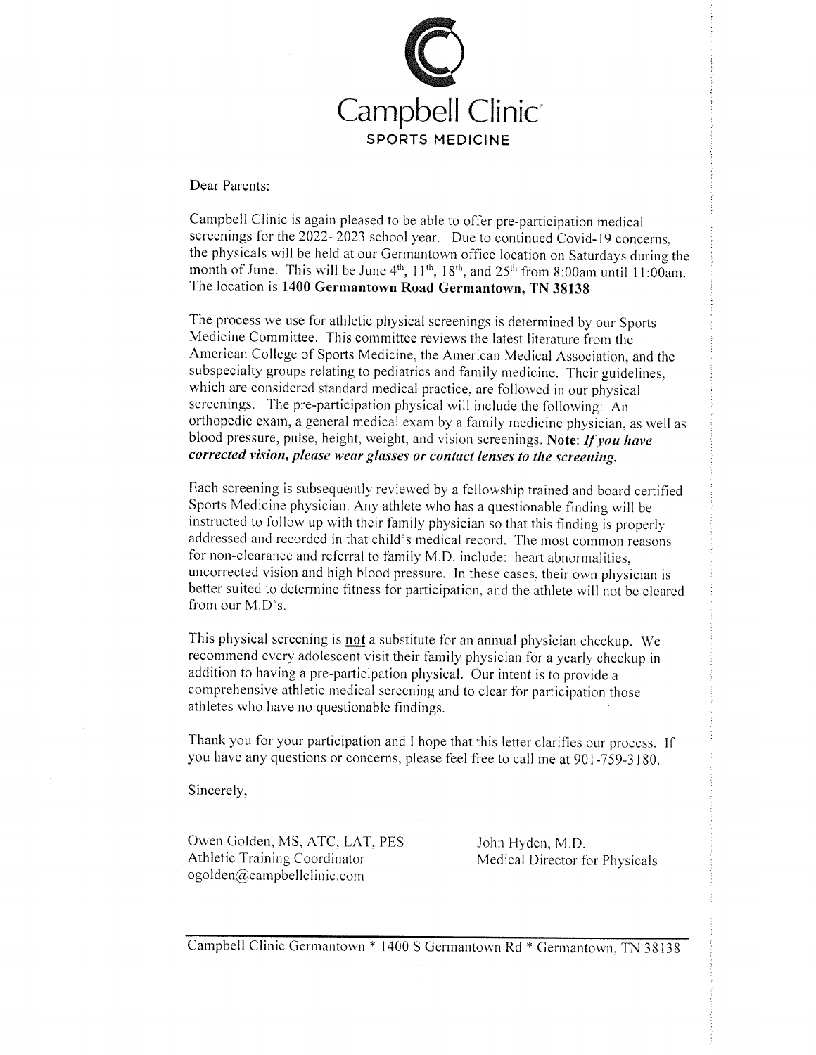# Campbell Clinic

## SPORTS MEDICINE

Dear Parents:

Campbell Clinic is again pleased to be able to offer pre-participation medical screenings for the 2022- 2023 school year. Due to continued Covid-19 concerns, the physicals will be held at our Germantown office location on Saturdays during the month of June. This will be June 4th, 11th, 18th, and 25th from 8:00am until 11:00am. The location is **1400 Germantown Road Germantown, TN 38138**

The process we use for athletic physical screenings is determined by our Sports Medicine Committee. This committee reviews the latest literature from the American College of Sports Medicine, the American Medical Association, and the subspecialty groups relating to pediatrics and family medicine. Their guidelines, which are considered standard medical practice, are followed in our physical screenings. The pre-participation physical will include the following: An orthopedic exam, a general medical exam by a family medicine physician, as well as blood pressure, pulse, height, weight, and vision screenings. **Note:** ***If you have corrected vision, please wear glasses or contact lenses to the screening.***

Each screening is subsequently reviewed by a fellowship trained and board certified Sports Medicine physician. Any athlete who has a questionable finding will be instructed to follow up with their family physician so that this finding is properly addressed and recorded in that child's medical record. The most common reasons for non-clearance and referral to family M.D. include: heart abnormalities, uncorrected vision and high blood pressure. In these cases, their own physician is better suited to determine fitness for participation, and the athlete will not be cleared from our M.D's.

This physical screening is **not** a substitute for an annual physician checkup. We recommend every adolescent visit their family physician for a yearly checkup in addition to having a pre-participation physical. Our intent is to provide a comprehensive athletic medical screening and to clear for participation those athletes who have no questionable findings.

Thank you for your participation and I hope that this letter clarifies our process. If you have any questions or concerns, please feel free to call me at 901-759-3180.

Sincerely,

Owen Golden, MS, ATC, LAT, PES
Athletic Training Coordinator
ogolden@campbellclinic.com

John Hyden, M.D.
Medical Director for Physicals

Campbell Clinic Germantown * 1400 S Germantown Rd * Germantown, TN 38138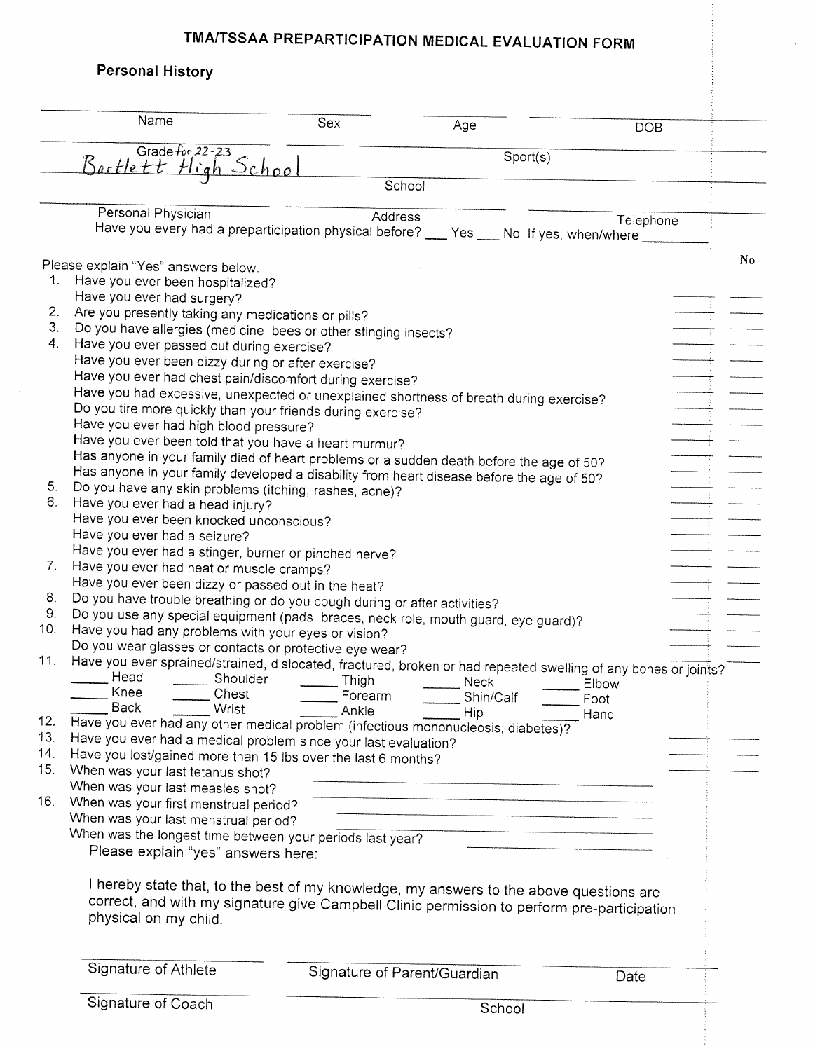# TMA/TSSAA PREPARTICIPATION MEDICAL EVALUATION FORM

## Personal History

Name ________ Sex ________ Age ________ DOB ________

Grade for 22-23 ________ Sport(s) ________

Bartlett High School

School ________

Personal Physician ________ Address ________ Telephone ________

Have you every had a preparticipation physical before? ___ Yes ___ No If yes, when/where ________

Please explain "Yes" answers below.

| | | Yes | No |
|---|---|---|---|
| 1. | Have you ever been hospitalized? | | |
| | Have you ever had surgery? | ___ | ___ |
| 2. | Are you presently taking any medications or pills? | ___ | ___ |
| 3. | Do you have allergies (medicine, bees or other stinging insects? | ___ | ___ |
| 4. | Have you ever passed out during exercise? | ___ | ___ |
| | Have you ever been dizzy during or after exercise? | ___ | ___ |
| | Have you ever had chest pain/discomfort during exercise? | ___ | ___ |
| | Have you had excessive, unexpected or unexplained shortness of breath during exercise? | ___ | ___ |
| | Do you tire more quickly than your friends during exercise? | ___ | ___ |
| | Have you ever had high blood pressure? | ___ | ___ |
| | Have you ever been told that you have a heart murmur? | ___ | ___ |
| | Has anyone in your family died of heart problems or a sudden death before the age of 50? | ___ | ___ |
| | Has anyone in your family developed a disability from heart disease before the age of 50? | ___ | ___ |
| 5. | Do you have any skin problems (itching, rashes, acne)? | ___ | ___ |
| 6. | Have you ever had a head injury? | ___ | ___ |
| | Have you ever been knocked unconscious? | ___ | ___ |
| | Have you ever had a seizure? | ___ | ___ |
| | Have you ever had a stinger, burner or pinched nerve? | ___ | ___ |
| 7. | Have you ever had heat or muscle cramps? | ___ | ___ |
| | Have you ever been dizzy or passed out in the heat? | ___ | ___ |
| 8. | Do you have trouble breathing or do you cough during or after activities? | ___ | ___ |
| 9. | Do you use any special equipment (pads, braces, neck role, mouth guard, eye guard)? | ___ | ___ |
| 10. | Have you had any problems with your eyes or vision? | ___ | ___ |
| | Do you wear glasses or contacts or protective eye wear? | ___ | ___ |
| 11. | Have you ever sprained/strained, dislocated, fractured, broken or had repeated swelling of any bones or joints? | ___ | ___ |

_____ Head _____ Shoulder _____ Thigh _____ Neck _____ Elbow

_____ Knee _____ Chest _____ Forearm _____ Shin/Calf _____ Foot

_____ Back _____ Wrist _____ Ankle _____ Hip _____ Hand

| | | Yes | No |
|---|---|---|---|
| 12. | Have you ever had any other medical problem (infectious mononucleosis, diabetes)? | | |
| 13. | Have you ever had a medical problem since your last evaluation? | ___ | ___ |
| 14. | Have you lost/gained more than 15 lbs over the last 6 months? | ___ | ___ |

15. When was your last tetanus shot? ________
    When was your last measles shot? ________
16. When was your first menstrual period? ________
    When was your last menstrual period? ________
    When was the longest time between your periods last year? ________

Please explain "yes" answers here:

I hereby state that, to the best of my knowledge, my answers to the above questions are correct, and with my signature give Campbell Clinic permission to perform pre-participation physical on my child.

Signature of Athlete ________ Signature of Parent/Guardian ________ Date ________

Signature of Coach ________ School ________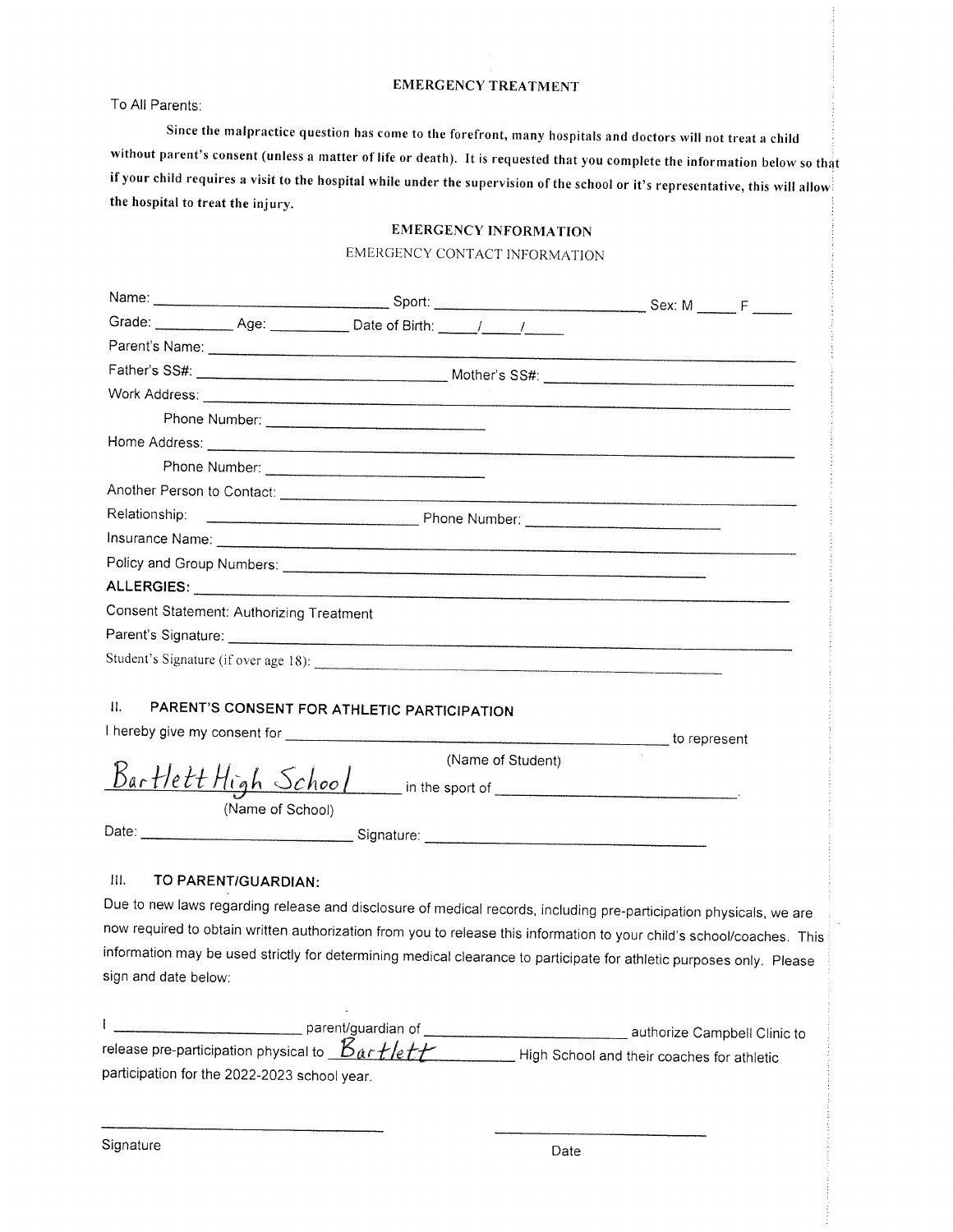## EMERGENCY TREATMENT

To All Parents:

**Since the malpractice question has come to the forefront, many hospitals and doctors will not treat a child without parent's consent (unless a matter of life or death). It is requested that you complete the information below so that if your child requires a visit to the hospital while under the supervision of the school or it's representative, this will allow the hospital to treat the injury.**

## EMERGENCY INFORMATION

EMERGENCY CONTACT INFORMATION

Name: ______________________________ Sport: ______________________________ Sex: M _____ F _____

Grade: __________ Age: __________ Date of Birth: _____/_____/_____

Parent's Name: ______________________________

Father's SS#: ______________________________ Mother's SS#: ______________________________

Work Address: ______________________________

Phone Number: ______________________________

Home Address: ______________________________

Phone Number: ______________________________

Another Person to Contact: ______________________________

Relationship: ______________________________ Phone Number: ______________________________

Insurance Name: ______________________________

Policy and Group Numbers: ______________________________

**ALLERGIES:** ______________________________

Consent Statement: Authorizing Treatment

Parent's Signature: ______________________________

Student's Signature (if over age 18): ______________________________

### II. PARENT'S CONSENT FOR ATHLETIC PARTICIPATION

I hereby give my consent for ______________________________ to represent

(Name of Student)

Bartlett High School in the sport of ______________________________.

(Name of School)

Date: ______________________________ Signature: ______________________________

### III. TO PARENT/GUARDIAN:

Due to new laws regarding release and disclosure of medical records, including pre-participation physicals, we are now required to obtain written authorization from you to release this information to your child's school/coaches. This information may be used strictly for determining medical clearance to participate for athletic purposes only. Please sign and date below:

I ______________________ parent/guardian of ______________________ authorize Campbell Clinic to release pre-participation physical to Bartlett High School and their coaches for athletic participation for the 2022-2023 school year.

______________________________ ______________________________

Signature Date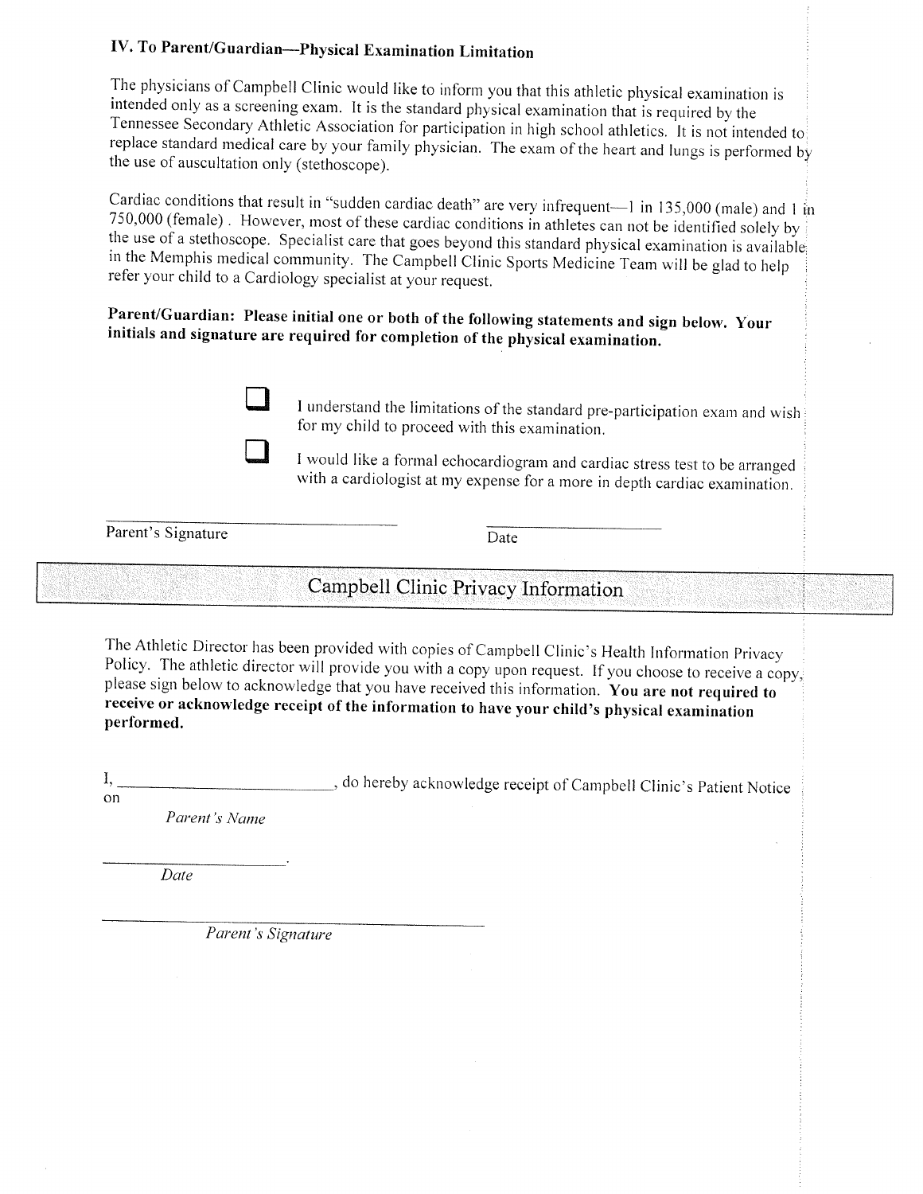### IV. To Parent/Guardian—Physical Examination Limitation

The physicians of Campbell Clinic would like to inform you that this athletic physical examination is intended only as a screening exam. It is the standard physical examination that is required by the Tennessee Secondary Athletic Association for participation in high school athletics. It is not intended to replace standard medical care by your family physician. The exam of the heart and lungs is performed by the use of auscultation only (stethoscope).

Cardiac conditions that result in "sudden cardiac death" are very infrequent—1 in 135,000 (male) and 1 in 750,000 (female) . However, most of these cardiac conditions in athletes can not be identified solely by the use of a stethoscope. Specialist care that goes beyond this standard physical examination is available in the Memphis medical community. The Campbell Clinic Sports Medicine Team will be glad to help refer your child to a Cardiology specialist at your request.

**Parent/Guardian: Please initial one or both of the following statements and sign below. Your initials and signature are required for completion of the physical examination.**

- ☐ I understand the limitations of the standard pre-participation exam and wish for my child to proceed with this examination.
- ☐ I would like a formal echocardiogram and cardiac stress test to be arranged with a cardiologist at my expense for a more in depth cardiac examination.

\_\_\_\_\_\_\_\_\_\_\_\_\_\_\_\_\_\_\_\_\_\_\_\_\_\_\_\_\_\_ \_\_\_\_\_\_\_\_\_\_\_\_\_\_\_\_\_\_\_\_
Parent's Signature Date

## Campbell Clinic Privacy Information

The Athletic Director has been provided with copies of Campbell Clinic's Health Information Privacy Policy. The athletic director will provide you with a copy upon request. If you choose to receive a copy, please sign below to acknowledge that you have received this information. **You are not required to receive or acknowledge receipt of the information to have your child's physical examination performed.**

I, \_\_\_\_\_\_\_\_\_\_\_\_\_\_\_\_\_\_\_\_\_\_\_\_\_\_, do hereby acknowledge receipt of Campbell Clinic's Patient Notice on

*Parent's Name*

\_\_\_\_\_\_\_\_\_\_\_\_\_\_\_\_\_\_\_\_.

*Date*

\_\_\_\_\_\_\_\_\_\_\_\_\_\_\_\_\_\_\_\_\_\_\_\_\_\_\_\_\_\_\_\_\_\_\_\_

*Parent's Signature*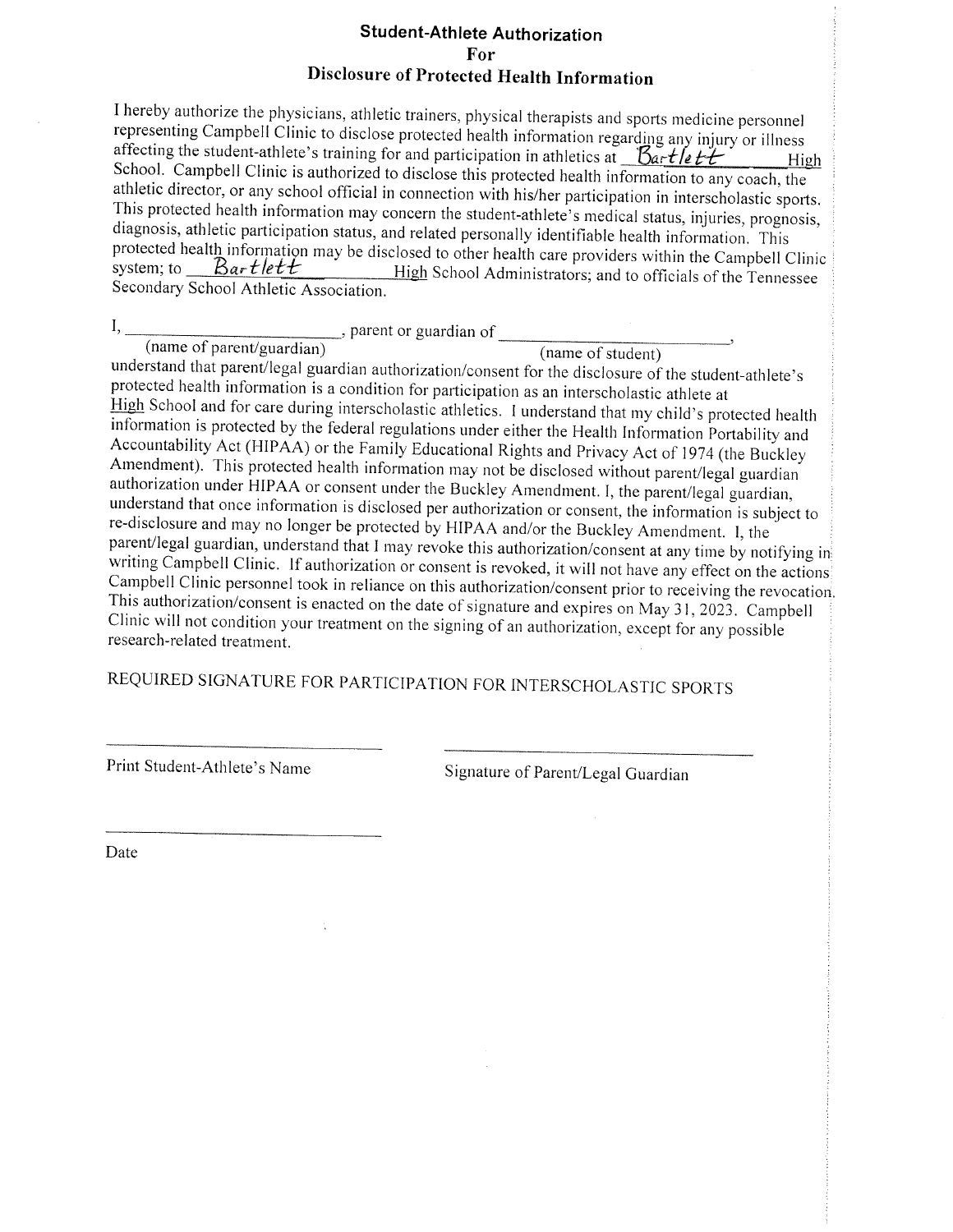# Student-Athlete Authorization For Disclosure of Protected Health Information

I hereby authorize the physicians, athletic trainers, physical therapists and sports medicine personnel representing Campbell Clinic to disclose protected health information regarding any injury or illness affecting the student-athlete's training for and participation in athletics at Bartlett High School. Campbell Clinic is authorized to disclose this protected health information to any coach, the athletic director, or any school official in connection with his/her participation in interscholastic sports. This protected health information may concern the student-athlete's medical status, injuries, prognosis, diagnosis, athletic participation status, and related personally identifiable health information. This protected health information may be disclosed to other health care providers within the Campbell Clinic system; to Bartlett High School Administrators; and to officials of the Tennessee Secondary School Athletic Association.

I, ________________________, parent or guardian of ________________________,
(name of parent/guardian) (name of student)

understand that parent/legal guardian authorization/consent for the disclosure of the student-athlete's protected health information is a condition for participation as an interscholastic athlete at High School and for care during interscholastic athletics. I understand that my child's protected health information is protected by the federal regulations under either the Health Information Portability and Accountability Act (HIPAA) or the Family Educational Rights and Privacy Act of 1974 (the Buckley Amendment). This protected health information may not be disclosed without parent/legal guardian authorization under HIPAA or consent under the Buckley Amendment. I, the parent/legal guardian, understand that once information is disclosed per authorization or consent, the information is subject to re-disclosure and may no longer be protected by HIPAA and/or the Buckley Amendment. I, the parent/legal guardian, understand that I may revoke this authorization/consent at any time by notifying in writing Campbell Clinic. If authorization or consent is revoked, it will not have any effect on the actions Campbell Clinic personnel took in reliance on this authorization/consent prior to receiving the revocation. This authorization/consent is enacted on the date of signature and expires on May 31, 2023. Campbell Clinic will not condition your treatment on the signing of an authorization, except for any possible research-related treatment.

REQUIRED SIGNATURE FOR PARTICIPATION FOR INTERSCHOLASTIC SPORTS

________________________ ________________________

Print Student-Athlete's Name Signature of Parent/Legal Guardian

________________________

Date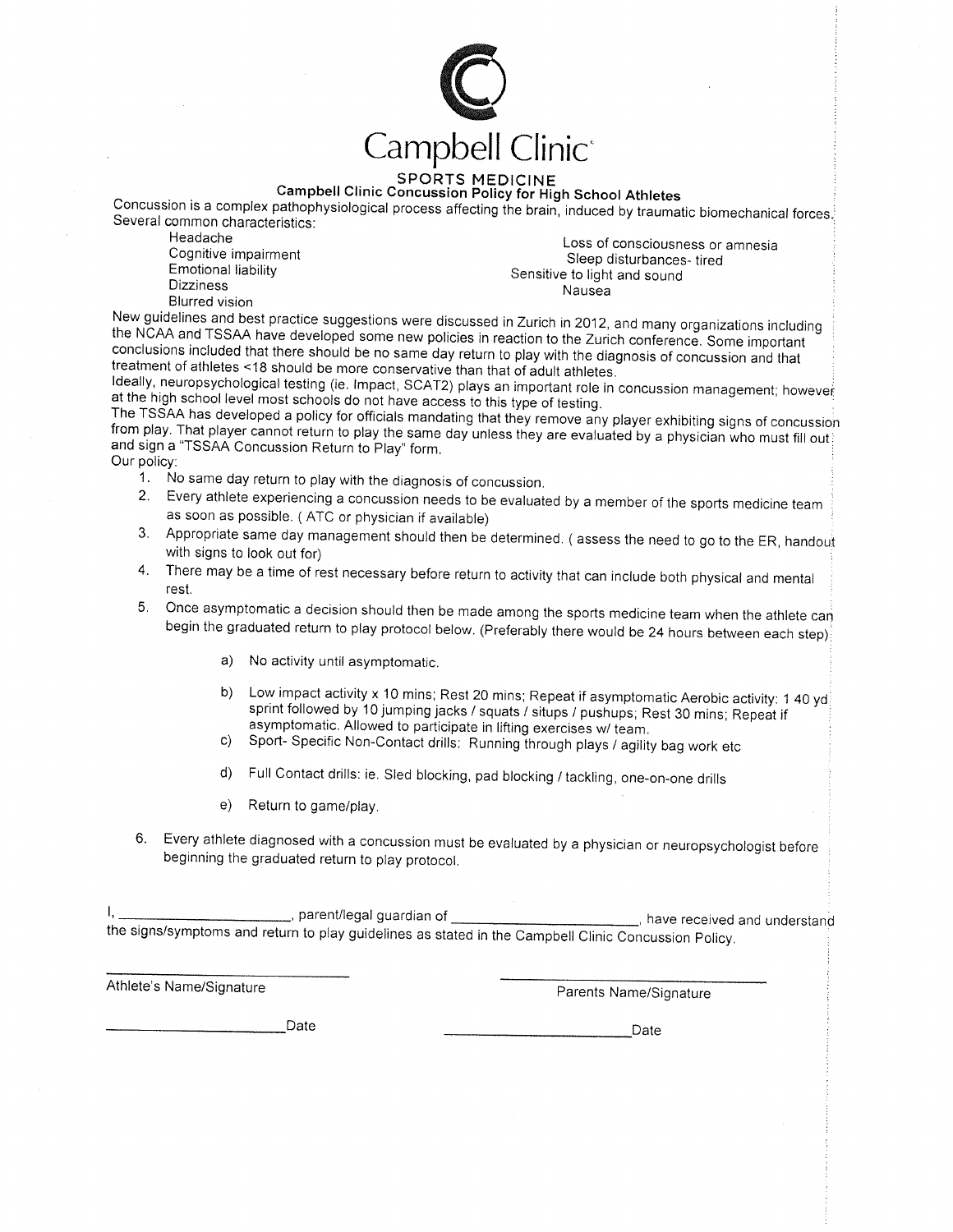# Campbell Clinic

## SPORTS MEDICINE

### Campbell Clinic Concussion Policy for High School Athletes

Concussion is a complex pathophysiological process affecting the brain, induced by traumatic biomechanical forces. Several common characteristics:

- Headache
- Cognitive impairment
- Emotional liability
- Dizziness
- Blurred vision
- Loss of consciousness or amnesia
- Sleep disturbances- tired
- Sensitive to light and sound
- Nausea

New guidelines and best practice suggestions were discussed in Zurich in 2012, and many organizations including the NCAA and TSSAA have developed some new policies in reaction to the Zurich conference. Some important conclusions included that there should be no same day return to play with the diagnosis of concussion and that treatment of athletes <18 should be more conservative than that of adult athletes.

Ideally, neuropsychological testing (ie. Impact, SCAT2) plays an important role in concussion management; however at the high school level most schools do not have access to this type of testing.

The TSSAA has developed a policy for officials mandating that they remove any player exhibiting signs of concussion from play. That player cannot return to play the same day unless they are evaluated by a physician who must fill out and sign a "TSSAA Concussion Return to Play" form.

Our policy:

1. No same day return to play with the diagnosis of concussion.
2. Every athlete experiencing a concussion needs to be evaluated by a member of the sports medicine team as soon as possible. ( ATC or physician if available)
3. Appropriate same day management should then be determined. ( assess the need to go to the ER, handout with signs to look out for)
4. There may be a time of rest necessary before return to activity that can include both physical and mental rest.
5. Once asymptomatic a decision should then be made among the sports medicine team when the athlete can begin the graduated return to play protocol below. (Preferably there would be 24 hours between each step)
   a) No activity until asymptomatic.
   b) Low impact activity x 10 mins; Rest 20 mins; Repeat if asymptomatic Aerobic activity: 1 40 yd sprint followed by 10 jumping jacks / squats / situps / pushups; Rest 30 mins; Repeat if asymptomatic. Allowed to participate in lifting exercises w/ team.
   c) Sport- Specific Non-Contact drills: Running through plays / agility bag work etc
   d) Full Contact drills: ie. Sled blocking, pad blocking / tackling, one-on-one drills
   e) Return to game/play.
6. Every athlete diagnosed with a concussion must be evaluated by a physician or neuropsychologist before beginning the graduated return to play protocol.

I, ______________________, parent/legal guardian of ______________________, have received and understand the signs/symptoms and return to play guidelines as stated in the Campbell Clinic Concussion Policy.

______________________ Athlete's Name/Signature

______________________ Parents Name/Signature

______________________ Date

______________________ Date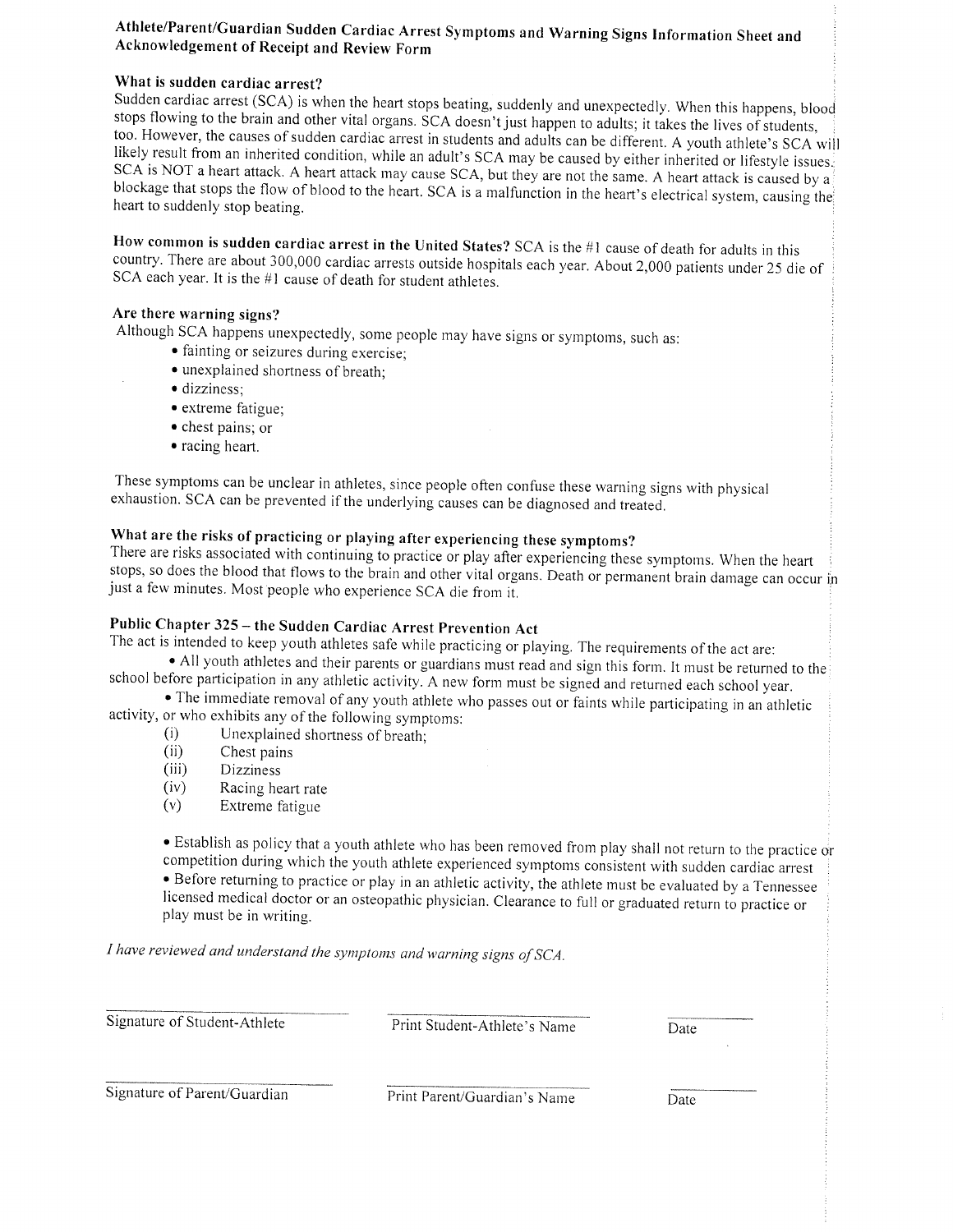# Athlete/Parent/Guardian Sudden Cardiac Arrest Symptoms and Warning Signs Information Sheet and Acknowledgement of Receipt and Review Form

**What is sudden cardiac arrest?**

Sudden cardiac arrest (SCA) is when the heart stops beating, suddenly and unexpectedly. When this happens, blood stops flowing to the brain and other vital organs. SCA doesn't just happen to adults; it takes the lives of students, too. However, the causes of sudden cardiac arrest in students and adults can be different. A youth athlete's SCA will likely result from an inherited condition, while an adult's SCA may be caused by either inherited or lifestyle issues. SCA is NOT a heart attack. A heart attack may cause SCA, but they are not the same. A heart attack is caused by a blockage that stops the flow of blood to the heart. SCA is a malfunction in the heart's electrical system, causing the heart to suddenly stop beating.

**How common is sudden cardiac arrest in the United States?** SCA is the #1 cause of death for adults in this country. There are about 300,000 cardiac arrests outside hospitals each year. About 2,000 patients under 25 die of SCA each year. It is the #1 cause of death for student athletes.

**Are there warning signs?**

Although SCA happens unexpectedly, some people may have signs or symptoms, such as:

- fainting or seizures during exercise;
- unexplained shortness of breath;
- dizziness;
- extreme fatigue;
- chest pains; or
- racing heart.

These symptoms can be unclear in athletes, since people often confuse these warning signs with physical exhaustion. SCA can be prevented if the underlying causes can be diagnosed and treated.

**What are the risks of practicing or playing after experiencing these symptoms?**

There are risks associated with continuing to practice or play after experiencing these symptoms. When the heart stops, so does the blood that flows to the brain and other vital organs. Death or permanent brain damage can occur in just a few minutes. Most people who experience SCA die from it.

**Public Chapter 325 – the Sudden Cardiac Arrest Prevention Act**

The act is intended to keep youth athletes safe while practicing or playing. The requirements of the act are:

- All youth athletes and their parents or guardians must read and sign this form. It must be returned to the school before participation in any athletic activity. A new form must be signed and returned each school year.
- The immediate removal of any youth athlete who passes out or faints while participating in an athletic activity, or who exhibits any of the following symptoms:
  - (i) Unexplained shortness of breath;
  - (ii) Chest pains
  - (iii) Dizziness
  - (iv) Racing heart rate
  - (v) Extreme fatigue
- Establish as policy that a youth athlete who has been removed from play shall not return to the practice or competition during which the youth athlete experienced symptoms consistent with sudden cardiac arrest
- Before returning to practice or play in an athletic activity, the athlete must be evaluated by a Tennessee licensed medical doctor or an osteopathic physician. Clearance to full or graduated return to practice or play must be in writing.

*I have reviewed and understand the symptoms and warning signs of SCA.*

| Signature of Student-Athlete | Print Student-Athlete's Name | Date |
|---|---|---|
| Signature of Parent/Guardian | Print Parent/Guardian's Name | Date |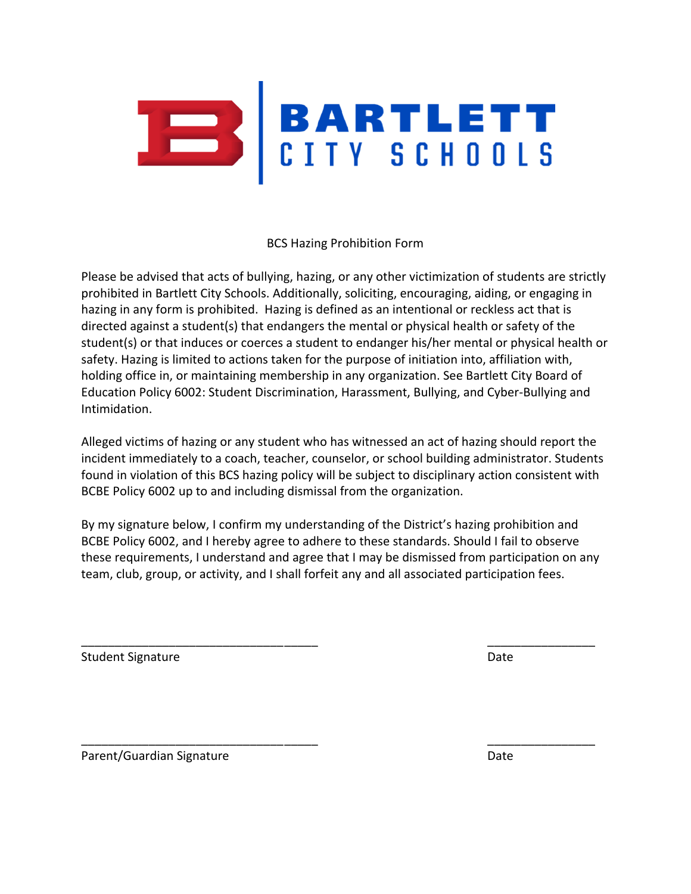# BARTLETT CITY SCHOOLS

## BCS Hazing Prohibition Form

Please be advised that acts of bullying, hazing, or any other victimization of students are strictly prohibited in Bartlett City Schools. Additionally, soliciting, encouraging, aiding, or engaging in hazing in any form is prohibited. Hazing is defined as an intentional or reckless act that is directed against a student(s) that endangers the mental or physical health or safety of the student(s) or that induces or coerces a student to endanger his/her mental or physical health or safety. Hazing is limited to actions taken for the purpose of initiation into, affiliation with, holding office in, or maintaining membership in any organization. See Bartlett City Board of Education Policy 6002: Student Discrimination, Harassment, Bullying, and Cyber-Bullying and Intimidation.

Alleged victims of hazing or any student who has witnessed an act of hazing should report the incident immediately to a coach, teacher, counselor, or school building administrator. Students found in violation of this BCS hazing policy will be subject to disciplinary action consistent with BCBE Policy 6002 up to and including dismissal from the organization.

By my signature below, I confirm my understanding of the District's hazing prohibition and BCBE Policy 6002, and I hereby agree to adhere to these standards. Should I fail to observe these requirements, I understand and agree that I may be dismissed from participation on any team, club, group, or activity, and I shall forfeit any and all associated participation fees.

___________________________________ ________________

Student Signature Date

___________________________________ ________________

Parent/Guardian Signature Date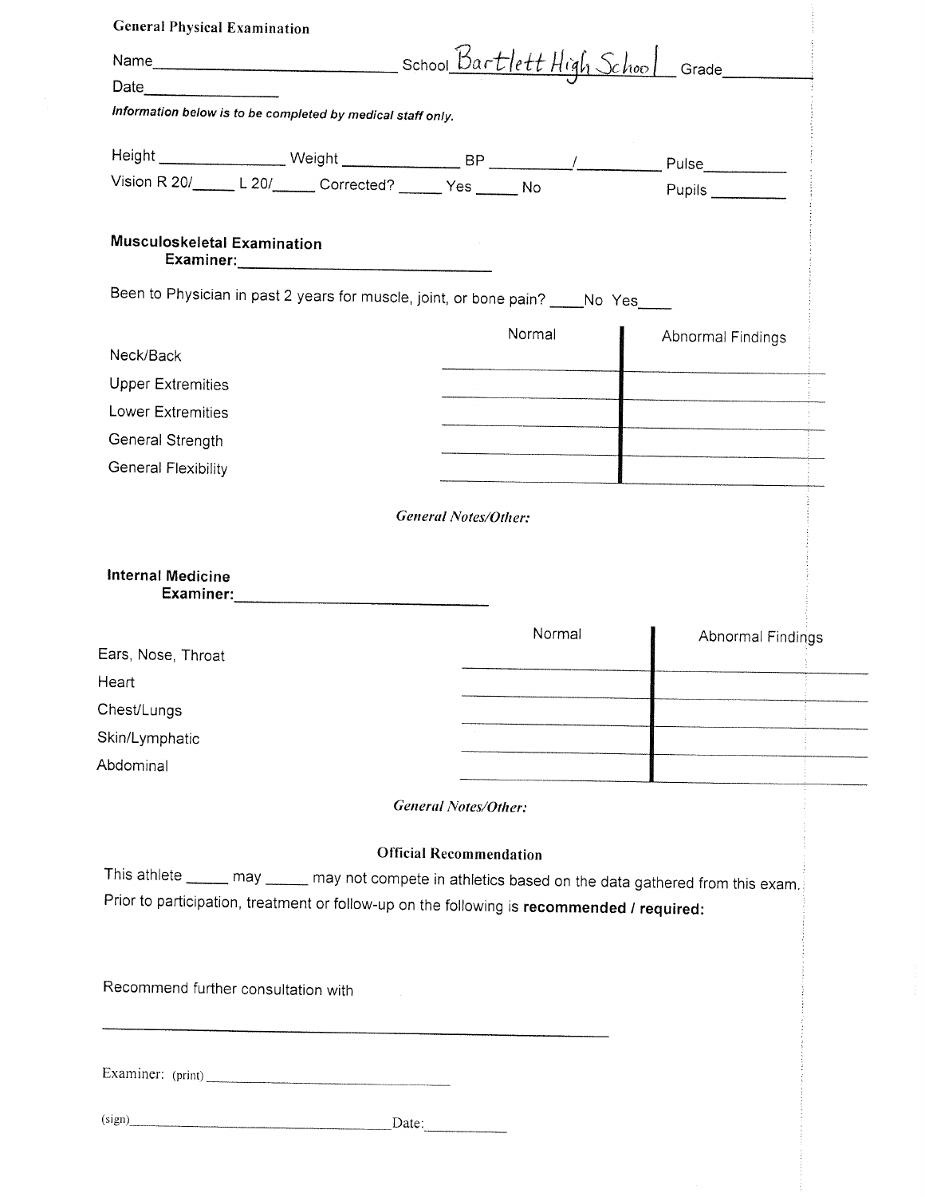## General Physical Examination

Name______________________________ School Bartlett High School Grade__________

Date__________________

*Information below is to be completed by medical staff only.*

Height ______________ Weight ______________ BP __________/__________ Pulse__________

Vision R 20/_____ L 20/_____ Corrected? _____ Yes _____ No Pupils _________

### Musculoskeletal Examination

**Examiner:**______________________________

Been to Physician in past 2 years for muscle, joint, or bone pain? ____No Yes____

| | Normal | Abnormal Findings |
|---|---|---|
| Neck/Back | | |
| Upper Extremities | | |
| Lower Extremities | | |
| General Strength | | |
| General Flexibility | | |

*General Notes/Other:*

### Internal Medicine

**Examiner:**______________________________

| | Normal | Abnormal Findings |
|---|---|---|
| Ears, Nose, Throat | | |
| Heart | | |
| Chest/Lungs | | |
| Skin/Lymphatic | | |
| Abdominal | | |

*General Notes/Other:*

### Official Recommendation

This athlete _____ may _____ may not compete in athletics based on the data gathered from this exam.

Prior to participation, treatment or follow-up on the following is **recommended / required:**

Recommend further consultation with

______________________________________________________________

Examiner: (print) ______________________________

(sign)______________________________ Date:__________